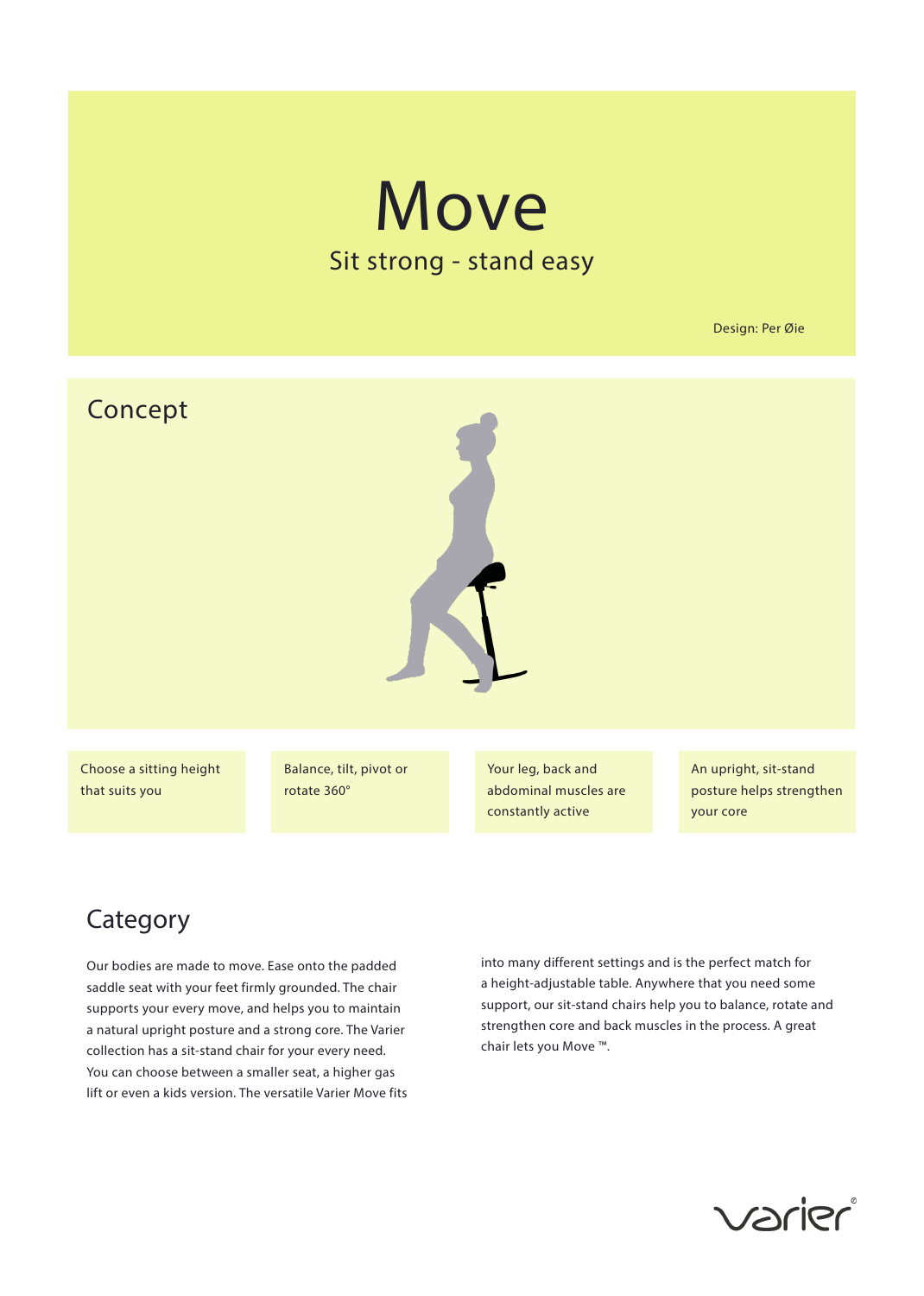# Move

## Sit strong - stand easy

Design: Per Øie

## Concept

- Choose a sitting height that suits you
- Balance, tilt, pivot or rotate 360°
- Your leg, back and abdominal muscles are constantly active
- An upright, sit-stand posture helps strengthen your core

## Category

Our bodies are made to move. Ease onto the padded saddle seat with your feet firmly grounded. The chair supports your every move, and helps you to maintain a natural upright posture and a strong core. The Varier collection has a sit-stand chair for your every need. You can choose between a smaller seat, a higher gas lift or even a kids version. The versatile Varier Move fits into many different settings and is the perfect match for a height-adjustable table. Anywhere that you need some support, our sit-stand chairs help you to balance, rotate and strengthen core and back muscles in the process. A great chair lets you Move ™.

varier©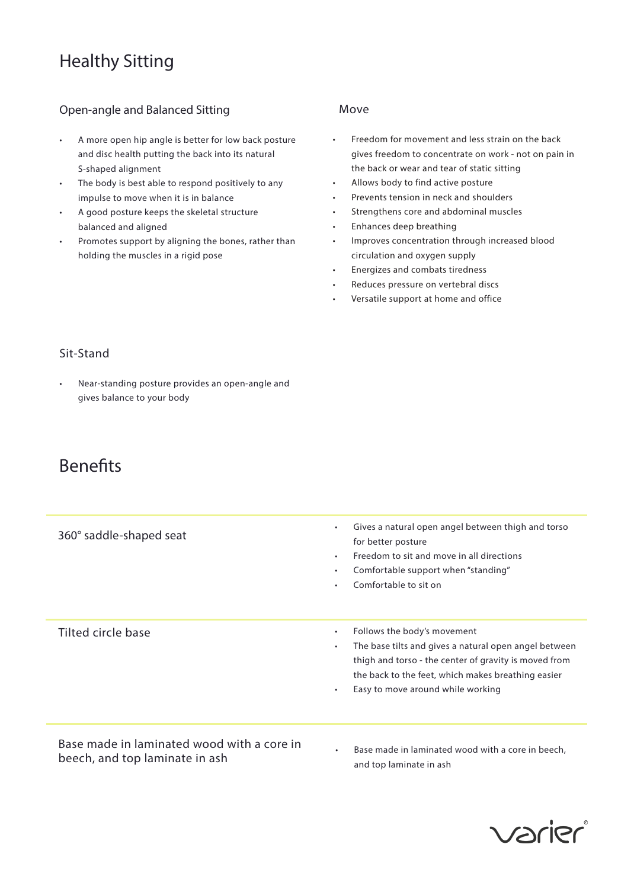# Healthy Sitting

## Open-angle and Balanced Sitting

- A more open hip angle is better for low back posture and disc health putting the back into its natural S-shaped alignment
- The body is best able to respond positively to any impulse to move when it is in balance
- A good posture keeps the skeletal structure balanced and aligned
- Promotes support by aligning the bones, rather than holding the muscles in a rigid pose

## Move

- Freedom for movement and less strain on the back gives freedom to concentrate on work - not on pain in the back or wear and tear of static sitting
- Allows body to find active posture
- Prevents tension in neck and shoulders
- Strengthens core and abdominal muscles
- Enhances deep breathing
- Improves concentration through increased blood circulation and oxygen supply
- Energizes and combats tiredness
- Reduces pressure on vertebral discs
- Versatile support at home and office

## Sit-Stand

- Near-standing posture provides an open-angle and gives balance to your body

# Benefits

| Feature | Benefits |
|---|---|
| 360° saddle-shaped seat | • Gives a natural open angel between thigh and torso for better posture<br>• Freedom to sit and move in all directions<br>• Comfortable support when "standing"<br>• Comfortable to sit on |
| Tilted circle base | • Follows the body's movement<br>• The base tilts and gives a natural open angel between thigh and torso - the center of gravity is moved from the back to the feet, which makes breathing easier<br>• Easy to move around while working |
| Base made in laminated wood with a core in beech, and top laminate in ash | • Base made in laminated wood with a core in beech, and top laminate in ash |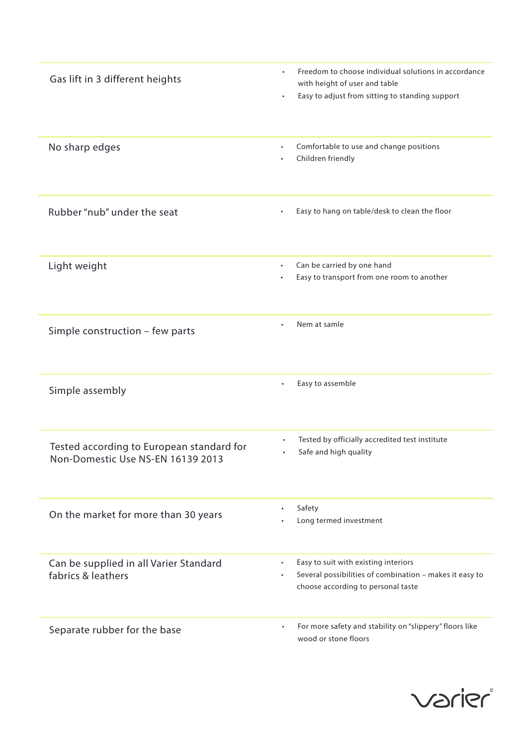| Feature | Benefits |
|---|---|
| Gas lift in 3 different heights | • Freedom to choose individual solutions in accordance with height of user and table<br>• Easy to adjust from sitting to standing support |
| No sharp edges | • Comfortable to use and change positions<br>• Children friendly |
| Rubber "nub" under the seat | • Easy to hang on table/desk to clean the floor |
| Light weight | • Can be carried by one hand<br>• Easy to transport from one room to another |
| Simple construction – few parts | • Nem at samle |
| Simple assembly | • Easy to assemble |
| Tested according to European standard for Non-Domestic Use NS-EN 16139 2013 | • Tested by officially accredited test institute<br>• Safe and high quality |
| On the market for more than 30 years | • Safety<br>• Long termed investment |
| Can be supplied in all Varier Standard fabrics & leathers | • Easy to suit with existing interiors<br>• Several possibilities of combination – makes it easy to choose according to personal taste |
| Separate rubber for the base | • For more safety and stability on "slippery" floors like wood or stone floors |

varier©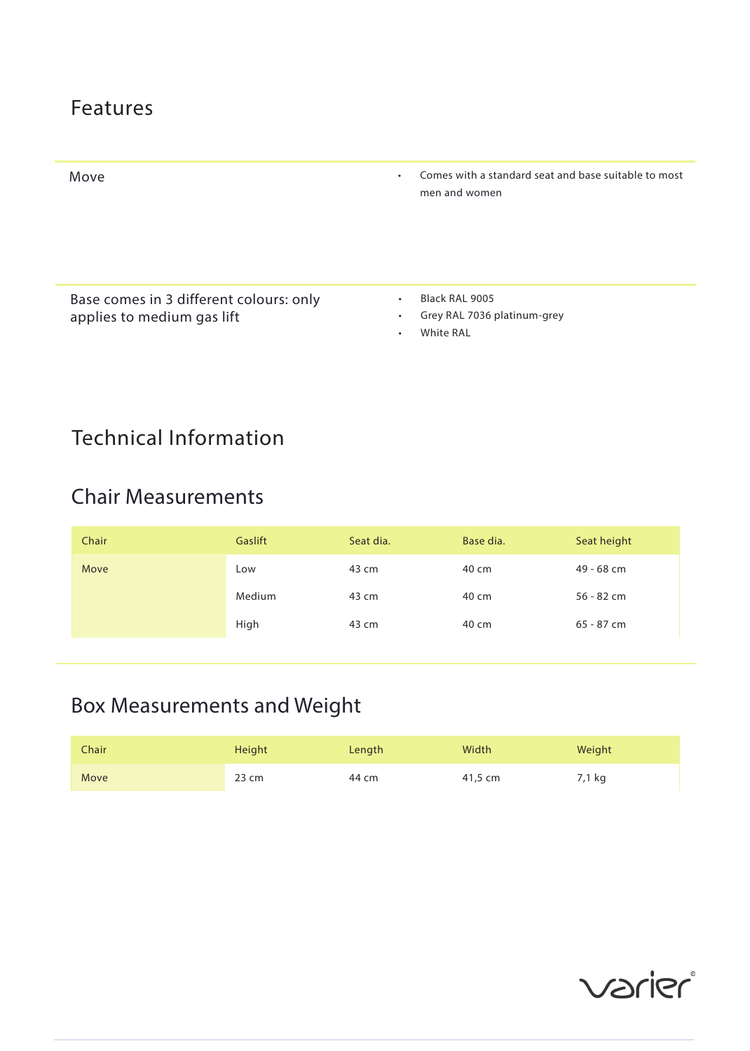# Features

| | |
|---|---|
| Move | • Comes with a standard seat and base suitable to most men and women |
| Base comes in 3 different colours: only applies to medium gas lift | • Black RAL 9005<br>• Grey RAL 7036 platinum-grey<br>• White RAL |

# Technical Information

## Chair Measurements

| Chair | Gaslift | Seat dia. | Base dia. | Seat height |
|---|---|---|---|---|
| Move | Low | 43 cm | 40 cm | 49 - 68 cm |
| | Medium | 43 cm | 40 cm | 56 - 82 cm |
| | High | 43 cm | 40 cm | 65 - 87 cm |

## Box Measurements and Weight

| Chair | Height | Length | Width | Weight |
|---|---|---|---|---|
| Move | 23 cm | 44 cm | 41,5 cm | 7,1 kg |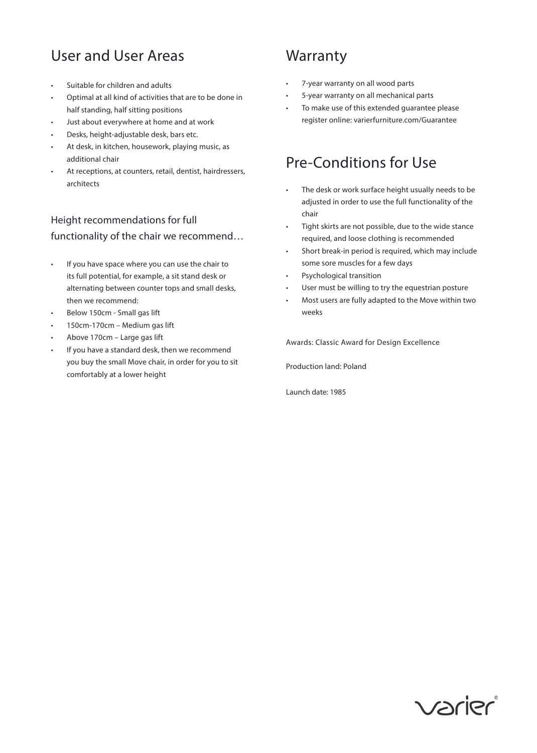## User and User Areas

- Suitable for children and adults
- Optimal at all kind of activities that are to be done in half standing, half sitting positions
- Just about everywhere at home and at work
- Desks, height-adjustable desk, bars etc.
- At desk, in kitchen, housework, playing music, as additional chair
- At receptions, at counters, retail, dentist, hairdressers, architects

### Height recommendations for full functionality of the chair we recommend…

- If you have space where you can use the chair to its full potential, for example, a sit stand desk or alternating between counter tops and small desks, then we recommend:
- Below 150cm - Small gas lift
- 150cm-170cm – Medium gas lift
- Above 170cm – Large gas lift
- If you have a standard desk, then we recommend you buy the small Move chair, in order for you to sit comfortably at a lower height

## Warranty

- 7-year warranty on all wood parts
- 5-year warranty on all mechanical parts
- To make use of this extended guarantee please register online: varierfurniture.com/Guarantee

## Pre-Conditions for Use

- The desk or work surface height usually needs to be adjusted in order to use the full functionality of the chair
- Tight skirts are not possible, due to the wide stance required, and loose clothing is recommended
- Short break-in period is required, which may include some sore muscles for a few days
- Psychological transition
- User must be willing to try the equestrian posture
- Most users are fully adapted to the Move within two weeks

Awards: Classic Award for Design Excellence

Production land: Poland

Launch date: 1985